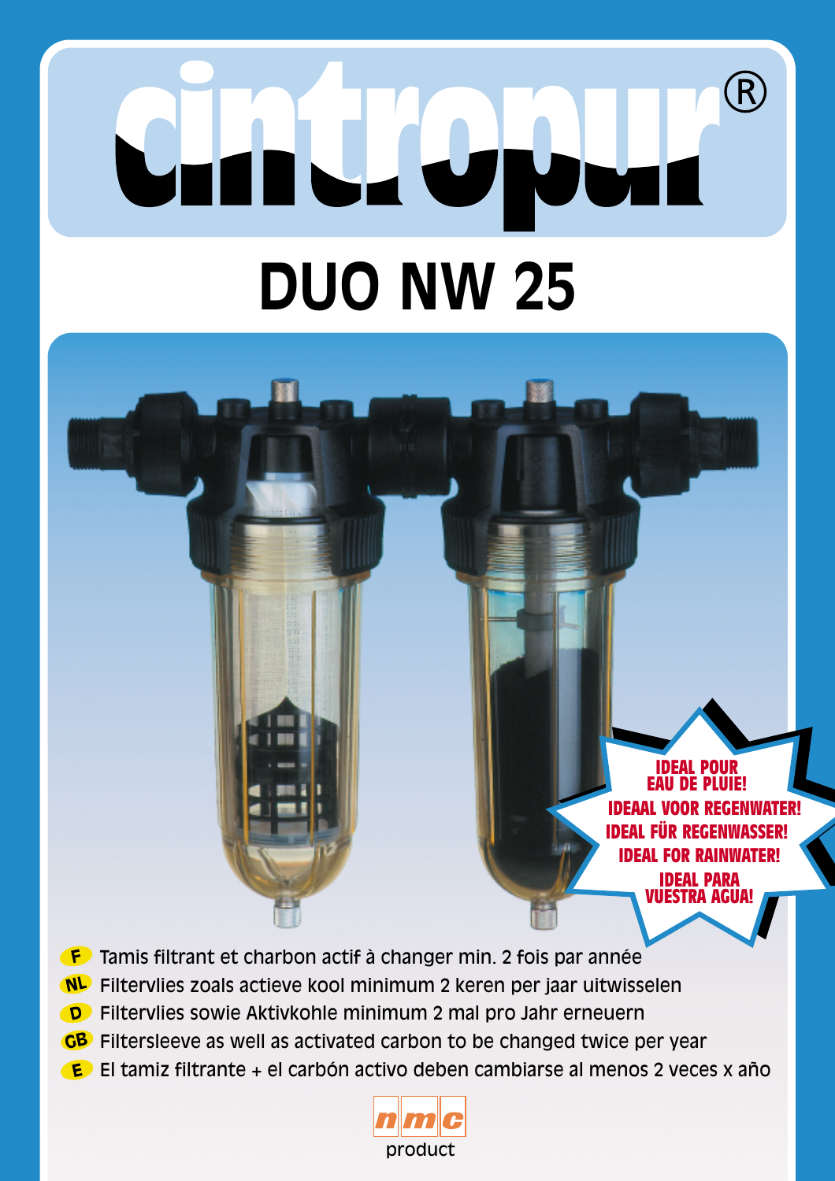# cintropur®

## DUO NW 25

IDEAL POUR EAU DE PLUIE!
IDEAAL VOOR REGENWATER!
IDEAL FÜR REGENWASSER!
IDEAL FOR RAINWATER!
IDEAL PARA VUESTRA AGUA!

- **F** Tamis filtrant et charbon actif à changer min. 2 fois par année
- **NL** Filtervlies zoals actieve kool minimum 2 keren per jaar uitwisselen
- **D** Filtervlies sowie Aktivkohle minimum 2 mal pro Jahr erneuern
- **GB** Filtersleeve as well as activated carbon to be changed twice per year
- **E** El tamiz filtrante + el carbón activo deben cambiarse al menos 2 veces x año

nmc product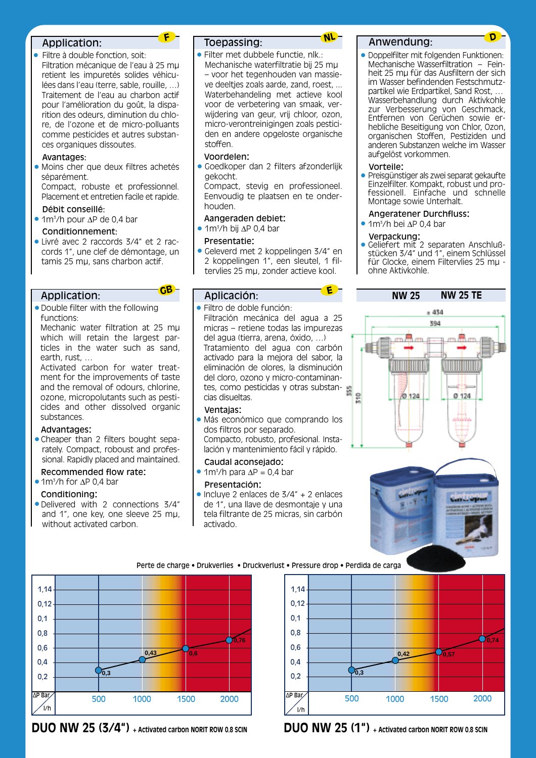## Application: F

- Filtre à double fonction, soit:
  Filtration mécanique de l'eau à 25 mμ retient les impuretés solides véhiculées dans l'eau (terre, sable, rouille, ...)
  Traitement de l'eau au charbon actif pour l'amélioration du goût, la disparition des odeurs, diminution du chlore, de l'ozone et de micro-polluants comme pesticides et autres substances organiques dissoutes.

### Avantages:

- Moins cher que deux filtres achetés séparément.
  Compact, robuste et professionnel. Placement et entretien facile et rapide.

### Débit conseillé:

- 1m³/h pour ΔP de 0,4 bar

### Conditionnement:

- Livré avec 2 raccords 3/4" et 2 raccords 1", une clef de démontage, un tamis 25 mμ, sans charbon actif.

## Toepassing: NL

- Filter met dubbele functie, nlk.:
  Mechanische waterfiltratie bij 25 mμ – voor het tegenhouden van massieve deeltjes zoals aarde, zand, roest, ...
  Waterbehandeling met actieve kool voor de verbetering van smaak, verwijdering van geur, vrij chloor, ozon, micro-verontreinigingen zoals pesticiden en andere opgeloste organische stoffen.

### Voordelen:

- Goedkoper dan 2 filters afzonderlijk gekocht.
  Compact, stevig en professioneel. Eenvoudig te plaatsen en te onderhouden.

### Aangeraden debiet:

- 1m³/h bij ΔP 0,4 bar

### Presentatie:

- Geleverd met 2 koppelingen 3/4" en 2 koppelingen 1", een sleutel, 1 filtervlies 25 mμ, zonder actieve kool.

## Anwendung: D

- Doppelfilter mit folgenden Funktionen:
  Mechanische Wasserfiltration – Feinheit 25 mμ für das Ausfiltern der sich im Wasser befindenden Festschmutzpartikel wie Erdpartikel, Sand Rost, ...
  Wasserbehandlung durch Aktivkohle zur Verbesserung von Geschmack, Entfernen von Gerüchen sowie erhebliche Beseitigung von Chlor, Ozon, organischen Stoffen, Pestiziden und anderen Substanzen welche im Wasser aufgelöst vorkommen.

### Vorteile:

- Preisgünstiger als zwei separat gekaufte Einzelfilter. Kompakt, robust und professionell. Einfache und schnelle Montage sowie Unterhalt.

### Angeratener Durchfluss:

- 1m³/h bei ΔP 0,4 bar

### Verpackung:

- Geliefert mit 2 separaten Anschlußstücken 3/4" und 1", einem Schlüssel für Glocke, einem Filtervlies 25 mμ - ohne Aktivkohle.

## Application: GB

- Double filter with the following functions:
  Mechanic water filtration at 25 mμ which will retain the largest particles in the water such as sand, earth, rust, ...
  Activated carbon for water treatment for the improvements of taste and the removal of odours, chlorine, ozone, micropolutants such as pesticides and other dissolved organic substances.

### Advantages:

- Cheaper than 2 filters bought separately. Compact, roboust and professional. Rapidly placed and maintained.

### Recommended flow rate:

- 1m³/h for ΔP 0,4 bar

### Conditioning:

- Delivered with 2 connections 3/4" and 1", one key, one sleeve 25 mμ, without activated carbon.

## Aplicación: E

- Filtro de doble función:
  Filtración mecánica del agua a 25 micras – retiene todas las impurezas del agua (tierra, arena, óxido, ...)
  Tratamiento del agua con carbón activado para la mejora del sabor, la eliminación de olores, la disminución del cloro, ozono y micro-contaminantes, como pesticidas y otras substancias disueltas.

### Ventajas:

- Más económico que comprando los dos filtros por separado.
  Compacto, robusto, profesional. Instalación y mantenimiento fácil y rápido.

### Caudal aconsejado:

- 1m³/h para ΔP = 0,4 bar

### Presentación:

- Incluye 2 enlaces de 3/4" + 2 enlaces de 1", una llave de desmontaje y una tela filtrante de 25 micras, sin carbón activado.

**NW 25 | NW 25 TE**

± 434
394
355
310
Ø 124
Ø 124

Perte de charge • Drukverlies • Druckverlust • Pressure drop • Perdida de carga

1,14
0,12
0,1
0,8
0,6
0,4
0,2
ΔP Bar
l/h
500
1000
1500
2000
0,3
0,43
0,6
0,76

**DUO NW 25 (3/4")** + Activated carbon NORIT ROW 0.8 SCIN

1,14
0,12
0,1
0,8
0,6
0,4
0,2
ΔP Bar
l/h
500
1000
1500
2000
0,3
0,42
0,57
0,74

**DUO NW 25 (1")** + Activated carbon NORIT ROW 0.8 SCIN